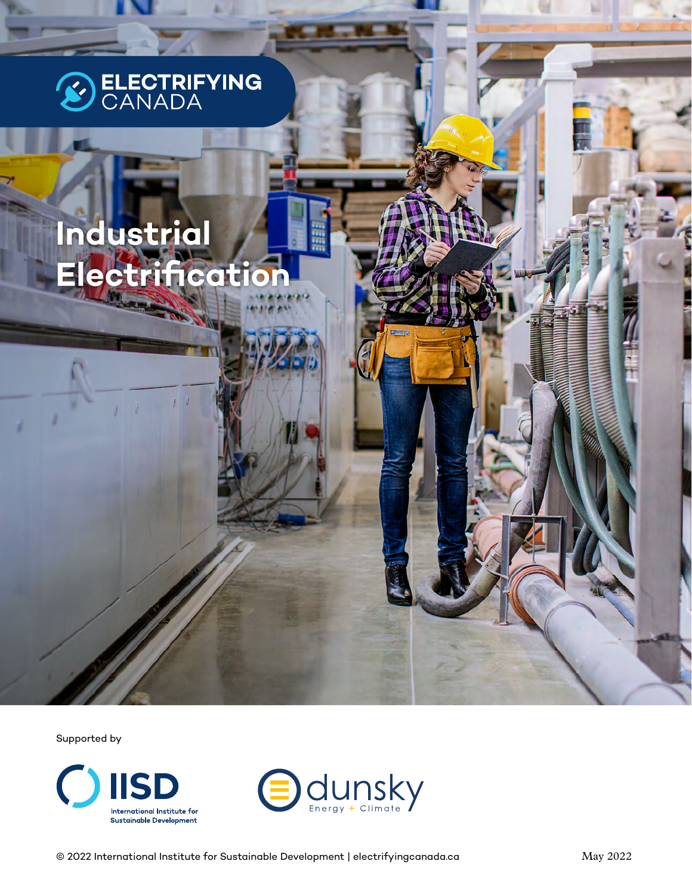ELECTRIFYING CANADA

# Industrial Electrification

Supported by

IISD International Institute for Sustainable Development

dunsky Energy + Climate

© 2022 International Institute for Sustainable Development | electrifyingcanada.ca

May 2022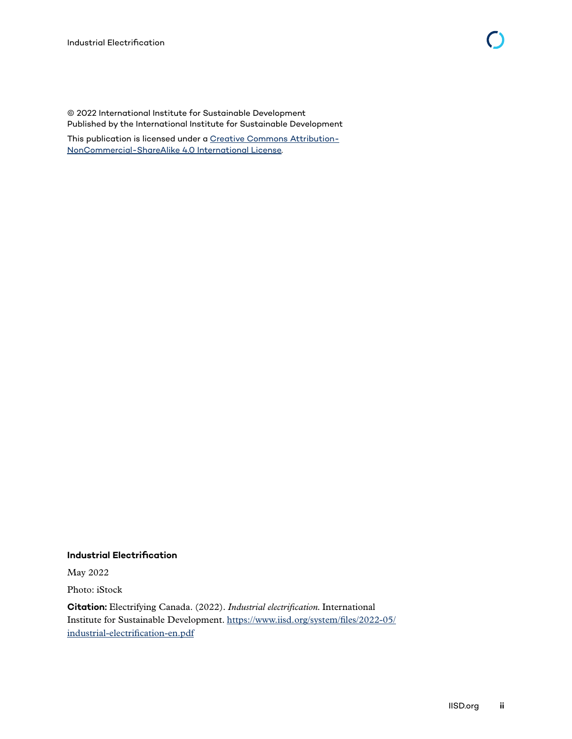© 2022 International Institute for Sustainable Development
Published by the International Institute for Sustainable Development

This publication is licensed under a [Creative Commons Attribution-NonCommercial-ShareAlike 4.0 International License](https://creativecommons.org/licenses/by-nc-sa/4.0/).

**Industrial Electrification**

May 2022

Photo: iStock

**Citation:** Electrifying Canada. (2022). *Industrial electrification.* International Institute for Sustainable Development. https://www.iisd.org/system/files/2022-05/industrial-electrification-en.pdf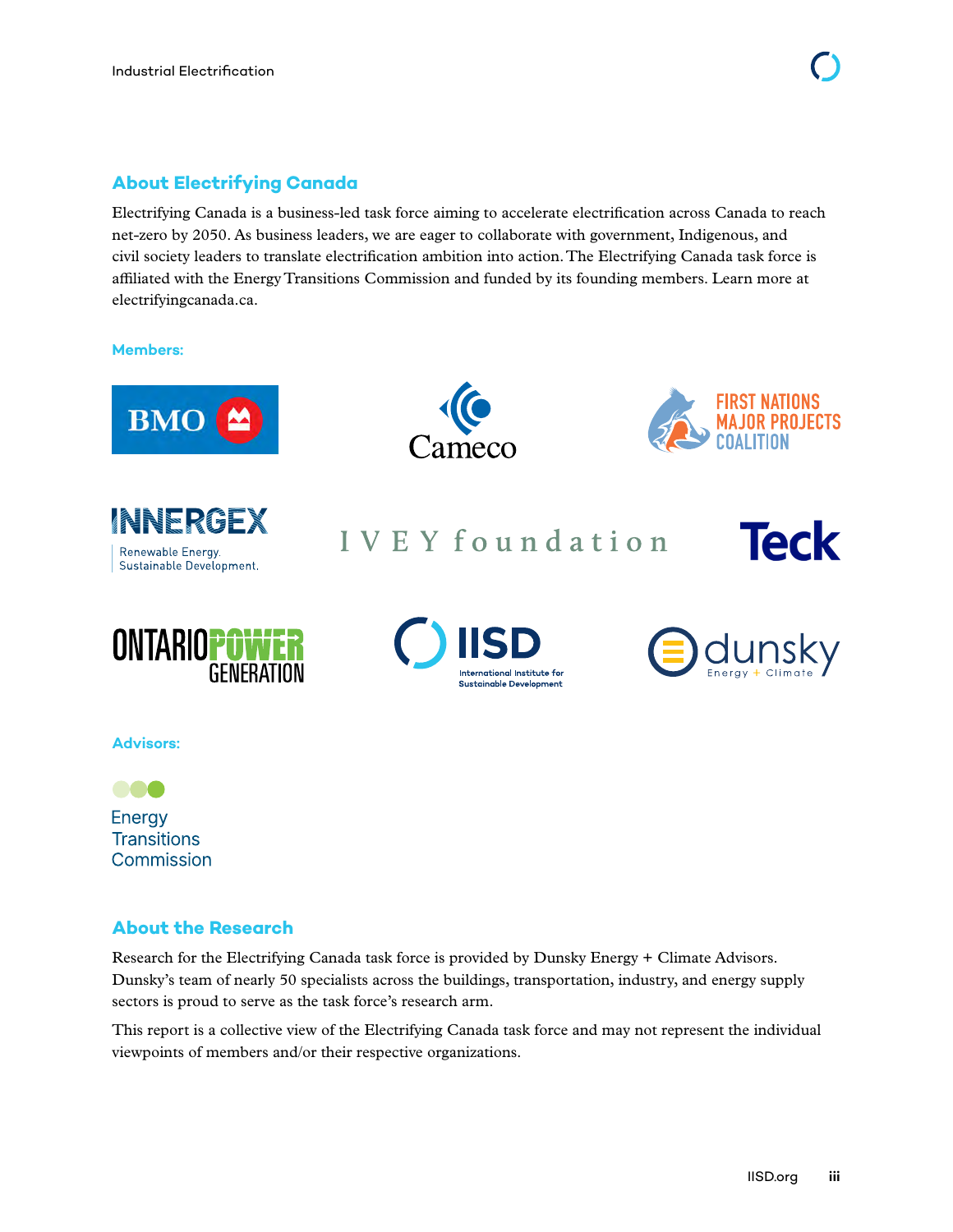## About Electrifying Canada

Electrifying Canada is a business-led task force aiming to accelerate electrification across Canada to reach net-zero by 2050. As business leaders, we are eager to collaborate with government, Indigenous, and civil society leaders to translate electrification ambition into action. The Electrifying Canada task force is affiliated with the Energy Transitions Commission and funded by its founding members. Learn more at electrifyingcanada.ca.

**Members:**

BMO

Cameco

First Nations Major Projects Coalition

Innergex — Renewable Energy. Sustainable Development.

Ivey foundation

Teck

Ontario Power Generation

IISD — International Institute for Sustainable Development

dunsky — Energy + Climate

**Advisors:**

Energy Transitions Commission

## About the Research

Research for the Electrifying Canada task force is provided by Dunsky Energy + Climate Advisors. Dunsky's team of nearly 50 specialists across the buildings, transportation, industry, and energy supply sectors is proud to serve as the task force's research arm.

This report is a collective view of the Electrifying Canada task force and may not represent the individual viewpoints of members and/or their respective organizations.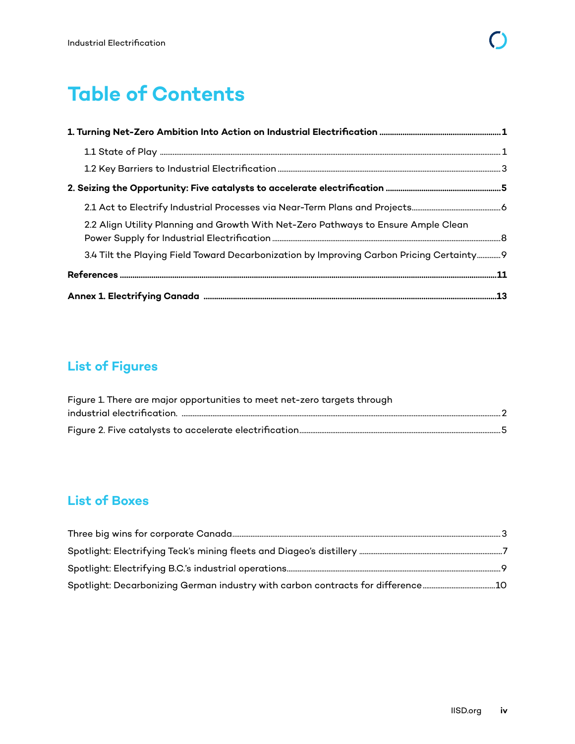# Table of Contents

**1. Turning Net-Zero Ambition Into Action on Industrial Electrification** ....... **1**

- 1.1 State of Play ....... 1
- 1.2 Key Barriers to Industrial Electrification ....... 3

**2. Seizing the Opportunity: Five catalysts to accelerate electrification** ....... **5**

- 2.1 Act to Electrify Industrial Processes via Near-Term Plans and Projects ....... 6
- 2.2 Align Utility Planning and Growth With Net-Zero Pathways to Ensure Ample Clean Power Supply for Industrial Electrification ....... 8
- 3.4 Tilt the Playing Field Toward Decarbonization by Improving Carbon Pricing Certainty ....... 9

**References** ....... **11**

**Annex 1. Electrifying Canada** ....... **13**

## List of Figures

Figure 1. There are major opportunities to meet net-zero targets through industrial electrification. ....... 2

Figure 2. Five catalysts to accelerate electrification ....... 5

## List of Boxes

Three big wins for corporate Canada ....... 3

Spotlight: Electrifying Teck's mining fleets and Diageo's distillery ....... 7

Spotlight: Electrifying B.C.'s industrial operations ....... 9

Spotlight: Decarbonizing German industry with carbon contracts for difference ....... 10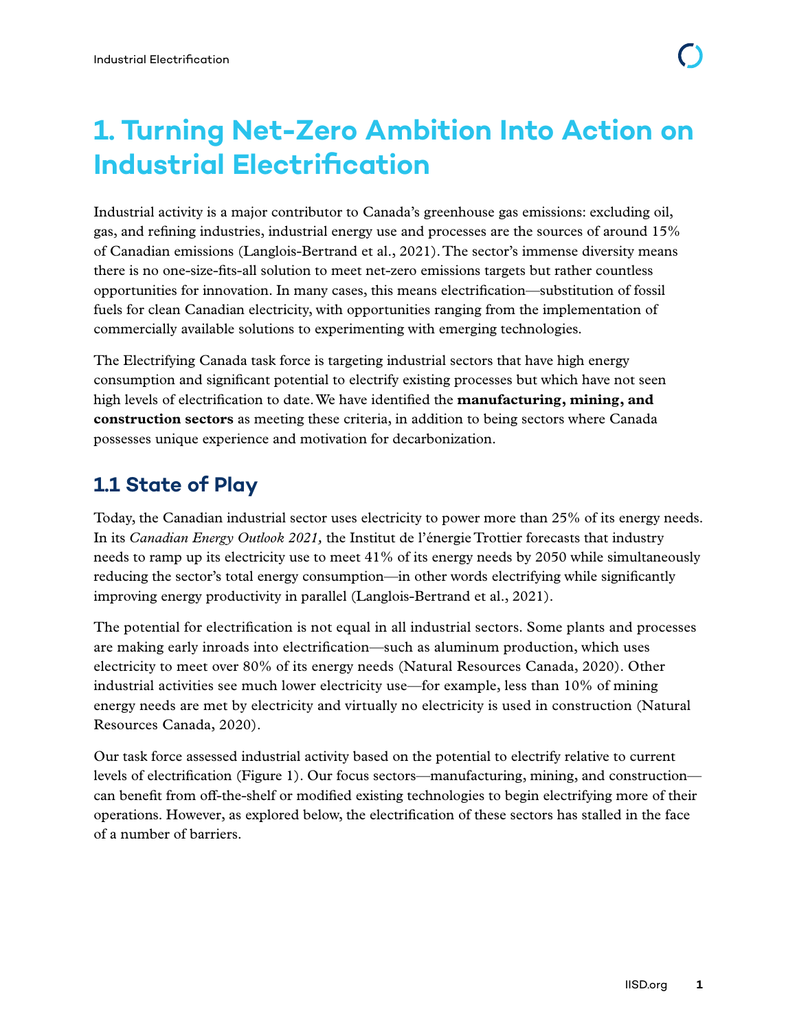# 1. Turning Net-Zero Ambition Into Action on Industrial Electrification

Industrial activity is a major contributor to Canada's greenhouse gas emissions: excluding oil, gas, and refining industries, industrial energy use and processes are the sources of around 15% of Canadian emissions (Langlois-Bertrand et al., 2021). The sector's immense diversity means there is no one-size-fits-all solution to meet net-zero emissions targets but rather countless opportunities for innovation. In many cases, this means electrification—substitution of fossil fuels for clean Canadian electricity, with opportunities ranging from the implementation of commercially available solutions to experimenting with emerging technologies.

The Electrifying Canada task force is targeting industrial sectors that have high energy consumption and significant potential to electrify existing processes but which have not seen high levels of electrification to date. We have identified the **manufacturing, mining, and construction sectors** as meeting these criteria, in addition to being sectors where Canada possesses unique experience and motivation for decarbonization.

## 1.1 State of Play

Today, the Canadian industrial sector uses electricity to power more than 25% of its energy needs. In its *Canadian Energy Outlook 2021,* the Institut de l'énergie Trottier forecasts that industry needs to ramp up its electricity use to meet 41% of its energy needs by 2050 while simultaneously reducing the sector's total energy consumption—in other words electrifying while significantly improving energy productivity in parallel (Langlois-Bertrand et al., 2021).

The potential for electrification is not equal in all industrial sectors. Some plants and processes are making early inroads into electrification—such as aluminum production, which uses electricity to meet over 80% of its energy needs (Natural Resources Canada, 2020). Other industrial activities see much lower electricity use—for example, less than 10% of mining energy needs are met by electricity and virtually no electricity is used in construction (Natural Resources Canada, 2020).

Our task force assessed industrial activity based on the potential to electrify relative to current levels of electrification (Figure 1). Our focus sectors—manufacturing, mining, and construction—can benefit from off-the-shelf or modified existing technologies to begin electrifying more of their operations. However, as explored below, the electrification of these sectors has stalled in the face of a number of barriers.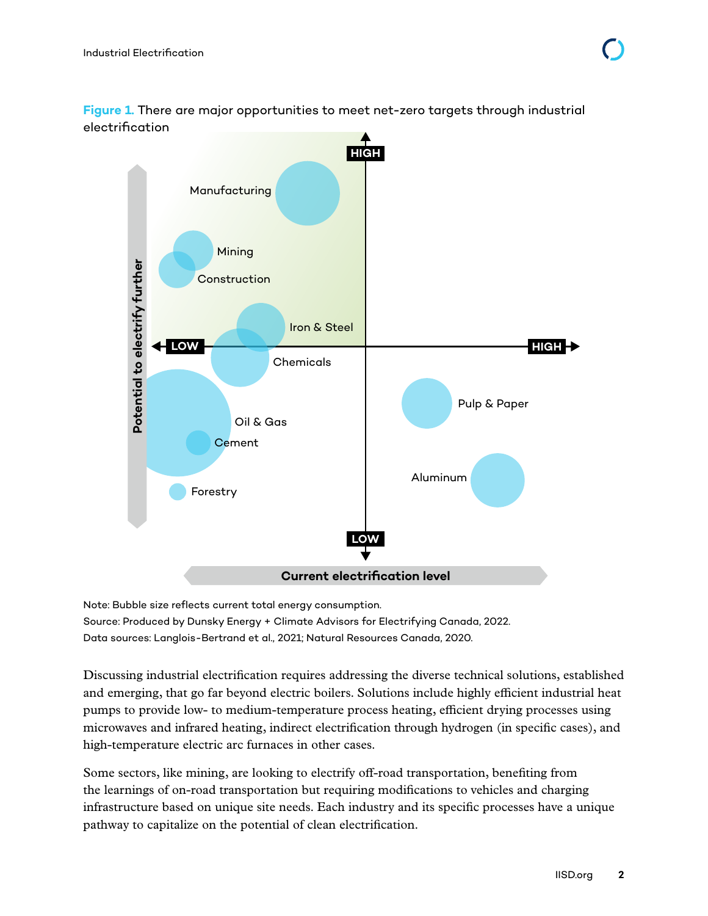**Figure 1.** There are major opportunities to meet net-zero targets through industrial electrification

Note: Bubble size reflects current total energy consumption.
Source: Produced by Dunsky Energy + Climate Advisors for Electrifying Canada, 2022.
Data sources: Langlois-Bertrand et al., 2021; Natural Resources Canada, 2020.

Discussing industrial electrification requires addressing the diverse technical solutions, established and emerging, that go far beyond electric boilers. Solutions include highly efficient industrial heat pumps to provide low- to medium-temperature process heating, efficient drying processes using microwaves and infrared heating, indirect electrification through hydrogen (in specific cases), and high-temperature electric arc furnaces in other cases.

Some sectors, like mining, are looking to electrify off-road transportation, benefiting from the learnings of on-road transportation but requiring modifications to vehicles and charging infrastructure based on unique site needs. Each industry and its specific processes have a unique pathway to capitalize on the potential of clean electrification.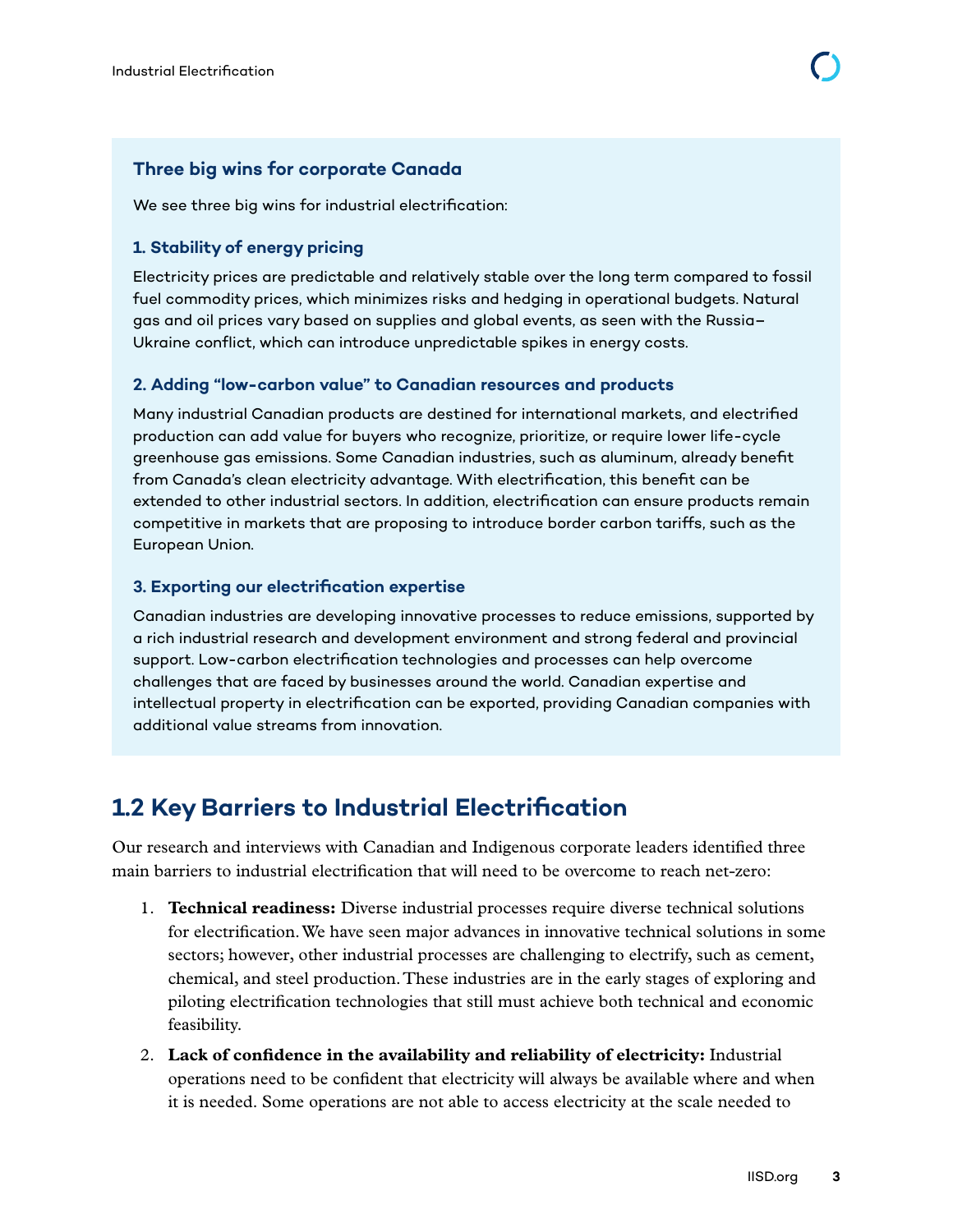### Three big wins for corporate Canada

We see three big wins for industrial electrification:

#### 1. Stability of energy pricing

Electricity prices are predictable and relatively stable over the long term compared to fossil fuel commodity prices, which minimizes risks and hedging in operational budgets. Natural gas and oil prices vary based on supplies and global events, as seen with the Russia–Ukraine conflict, which can introduce unpredictable spikes in energy costs.

#### 2. Adding "low-carbon value" to Canadian resources and products

Many industrial Canadian products are destined for international markets, and electrified production can add value for buyers who recognize, prioritize, or require lower life-cycle greenhouse gas emissions. Some Canadian industries, such as aluminum, already benefit from Canada's clean electricity advantage. With electrification, this benefit can be extended to other industrial sectors. In addition, electrification can ensure products remain competitive in markets that are proposing to introduce border carbon tariffs, such as the European Union.

#### 3. Exporting our electrification expertise

Canadian industries are developing innovative processes to reduce emissions, supported by a rich industrial research and development environment and strong federal and provincial support. Low-carbon electrification technologies and processes can help overcome challenges that are faced by businesses around the world. Canadian expertise and intellectual property in electrification can be exported, providing Canadian companies with additional value streams from innovation.

## 1.2 Key Barriers to Industrial Electrification

Our research and interviews with Canadian and Indigenous corporate leaders identified three main barriers to industrial electrification that will need to be overcome to reach net-zero:

1. **Technical readiness:** Diverse industrial processes require diverse technical solutions for electrification. We have seen major advances in innovative technical solutions in some sectors; however, other industrial processes are challenging to electrify, such as cement, chemical, and steel production. These industries are in the early stages of exploring and piloting electrification technologies that still must achieve both technical and economic feasibility.
2. **Lack of confidence in the availability and reliability of electricity:** Industrial operations need to be confident that electricity will always be available where and when it is needed. Some operations are not able to access electricity at the scale needed to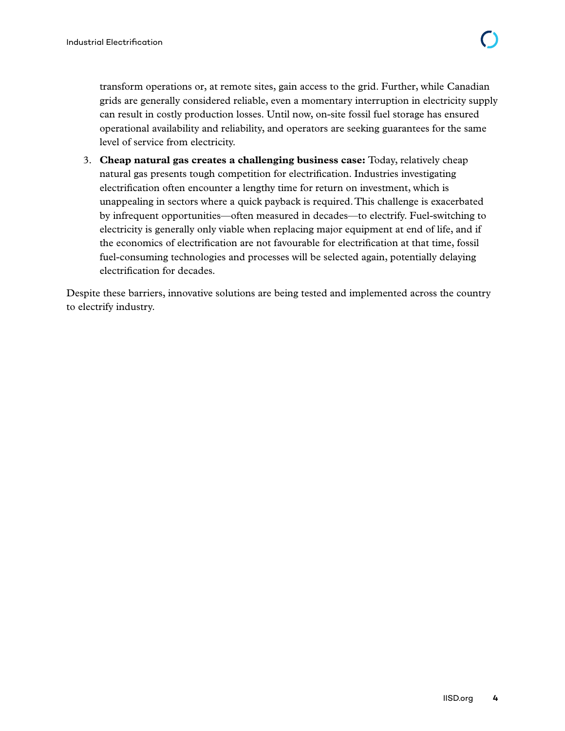transform operations or, at remote sites, gain access to the grid. Further, while Canadian grids are generally considered reliable, even a momentary interruption in electricity supply can result in costly production losses. Until now, on-site fossil fuel storage has ensured operational availability and reliability, and operators are seeking guarantees for the same level of service from electricity.

3. **Cheap natural gas creates a challenging business case:** Today, relatively cheap natural gas presents tough competition for electrification. Industries investigating electrification often encounter a lengthy time for return on investment, which is unappealing in sectors where a quick payback is required. This challenge is exacerbated by infrequent opportunities—often measured in decades—to electrify. Fuel-switching to electricity is generally only viable when replacing major equipment at end of life, and if the economics of electrification are not favourable for electrification at that time, fossil fuel-consuming technologies and processes will be selected again, potentially delaying electrification for decades.

Despite these barriers, innovative solutions are being tested and implemented across the country to electrify industry.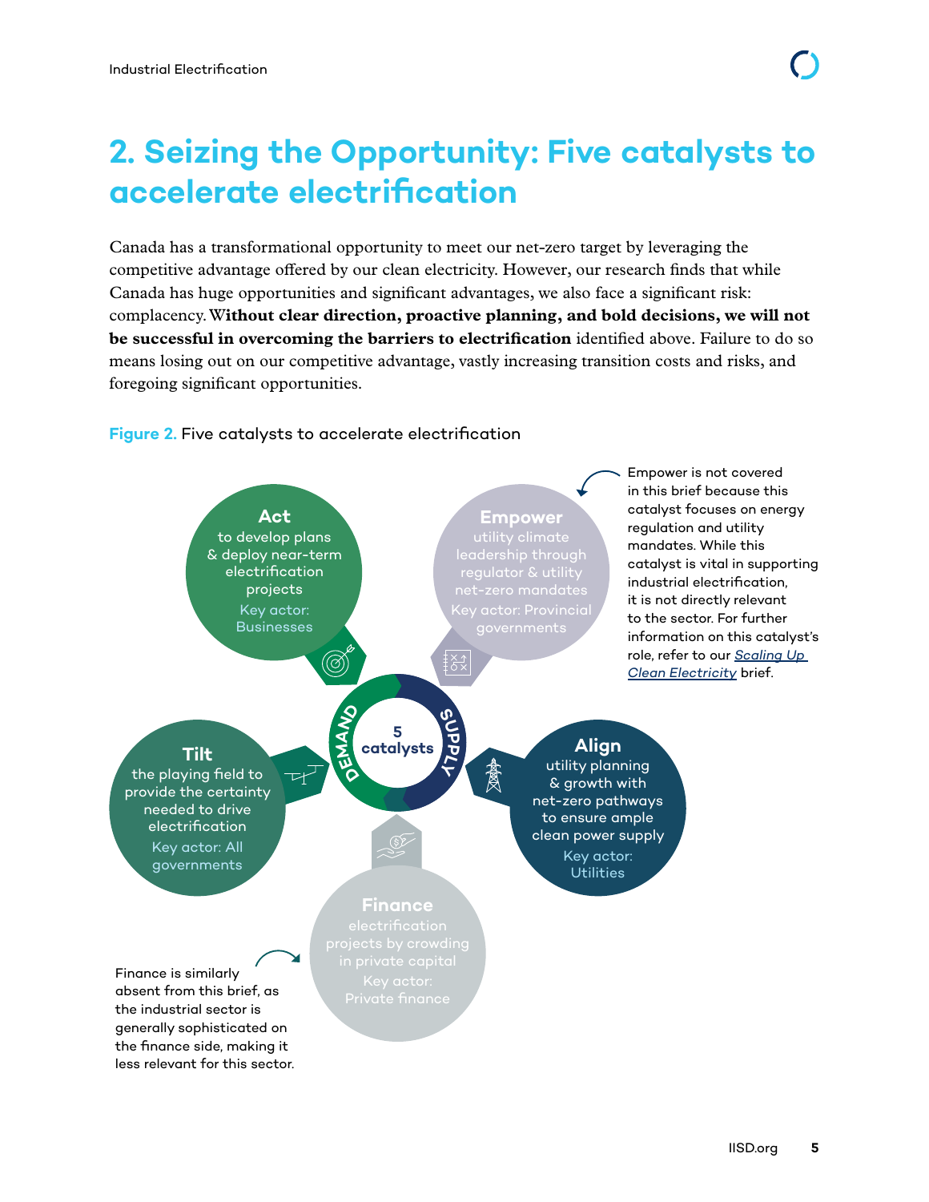## 2. Seizing the Opportunity: Five catalysts to accelerate electrification

Canada has a transformational opportunity to meet our net-zero target by leveraging the competitive advantage offered by our clean electricity. However, our research finds that while Canada has huge opportunities and significant advantages, we also face a significant risk: complacency. **Without clear direction, proactive planning, and bold decisions, we will not be successful in overcoming the barriers to electrification** identified above. Failure to do so means losing out on our competitive advantage, vastly increasing transition costs and risks, and foregoing significant opportunities.

**Figure 2.** Five catalysts to accelerate electrification

5 catalysts — DEMAND / SUPPLY

**Act** to develop plans & deploy near-term electrification projects
Key actor: Businesses

**Empower** utility climate leadership through regulator & utility net-zero mandates
Key actor: Provincial governments

Empower is not covered in this brief because this catalyst focuses on energy regulation and utility mandates. While this catalyst is vital in supporting industrial electrification, it is not directly relevant to the sector. For further information on this catalyst's role, refer to our *Scaling Up Clean Electricity* brief.

**Tilt** the playing field to provide the certainty needed to drive electrification
Key actor: All governments

**Align** utility planning & growth with net-zero pathways to ensure ample clean power supply
Key actor: Utilities

**Finance** electrification projects by crowding in private capital
Key actor: Private finance

Finance is similarly absent from this brief, as the industrial sector is generally sophisticated on the finance side, making it less relevant for this sector.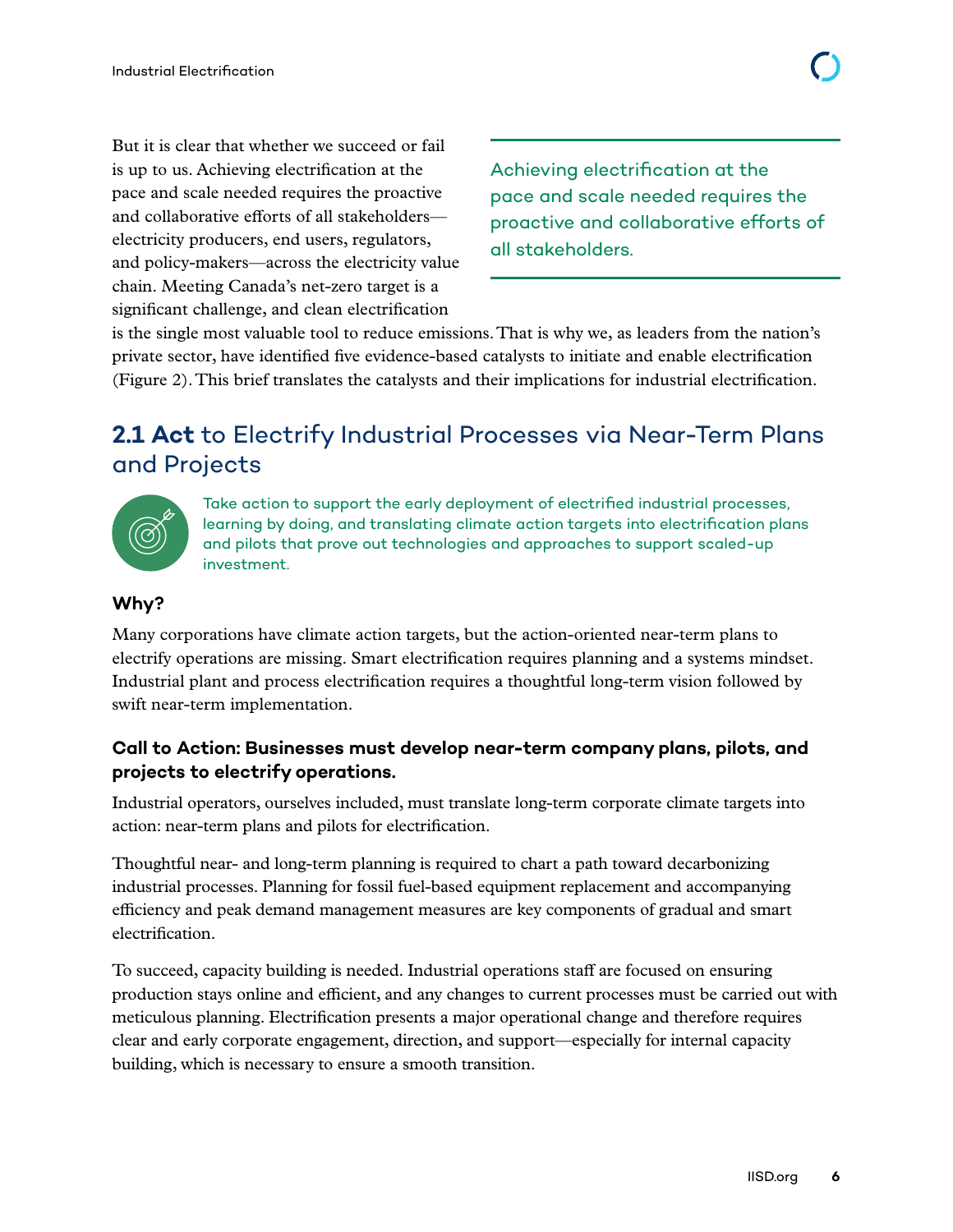But it is clear that whether we succeed or fail is up to us. Achieving electrification at the pace and scale needed requires the proactive and collaborative efforts of all stakeholders—electricity producers, end users, regulators, and policy-makers—across the electricity value chain. Meeting Canada's net-zero target is a significant challenge, and clean electrification is the single most valuable tool to reduce emissions. That is why we, as leaders from the nation's private sector, have identified five evidence-based catalysts to initiate and enable electrification (Figure 2). This brief translates the catalysts and their implications for industrial electrification.

> Achieving electrification at the pace and scale needed requires the proactive and collaborative efforts of all stakeholders.

## 2.1 **Act** to Electrify Industrial Processes via Near-Term Plans and Projects

Take action to support the early deployment of electrified industrial processes, learning by doing, and translating climate action targets into electrification plans and pilots that prove out technologies and approaches to support scaled-up investment.

### Why?

Many corporations have climate action targets, but the action-oriented near-term plans to electrify operations are missing. Smart electrification requires planning and a systems mindset. Industrial plant and process electrification requires a thoughtful long-term vision followed by swift near-term implementation.

### Call to Action: Businesses must develop near-term company plans, pilots, and projects to electrify operations.

Industrial operators, ourselves included, must translate long-term corporate climate targets into action: near-term plans and pilots for electrification.

Thoughtful near- and long-term planning is required to chart a path toward decarbonizing industrial processes. Planning for fossil fuel-based equipment replacement and accompanying efficiency and peak demand management measures are key components of gradual and smart electrification.

To succeed, capacity building is needed. Industrial operations staff are focused on ensuring production stays online and efficient, and any changes to current processes must be carried out with meticulous planning. Electrification presents a major operational change and therefore requires clear and early corporate engagement, direction, and support—especially for internal capacity building, which is necessary to ensure a smooth transition.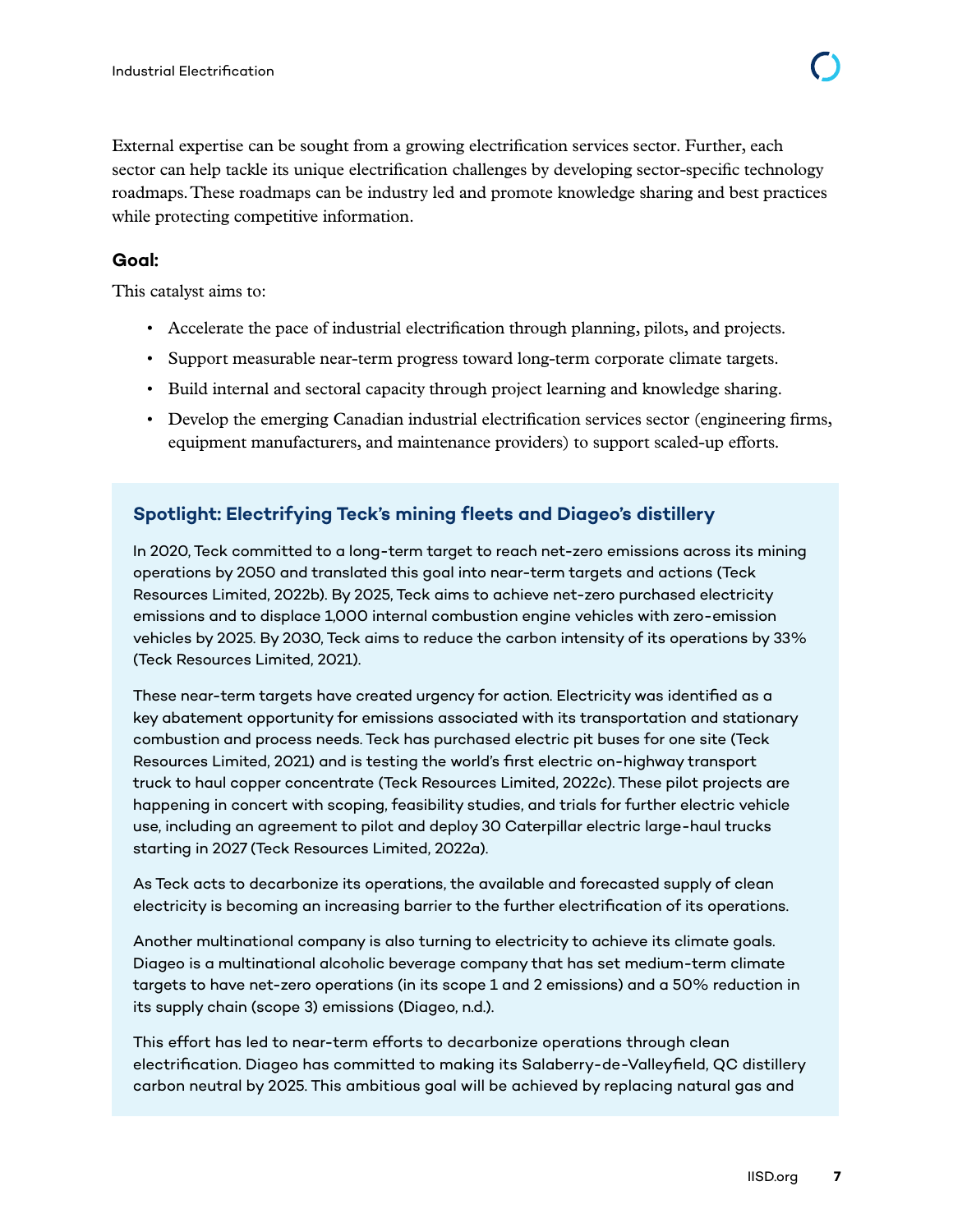External expertise can be sought from a growing electrification services sector. Further, each sector can help tackle its unique electrification challenges by developing sector-specific technology roadmaps. These roadmaps can be industry led and promote knowledge sharing and best practices while protecting competitive information.

**Goal:**

This catalyst aims to:

- Accelerate the pace of industrial electrification through planning, pilots, and projects.
- Support measurable near-term progress toward long-term corporate climate targets.
- Build internal and sectoral capacity through project learning and knowledge sharing.
- Develop the emerging Canadian industrial electrification services sector (engineering firms, equipment manufacturers, and maintenance providers) to support scaled-up efforts.

### Spotlight: Electrifying Teck's mining fleets and Diageo's distillery

In 2020, Teck committed to a long-term target to reach net-zero emissions across its mining operations by 2050 and translated this goal into near-term targets and actions (Teck Resources Limited, 2022b). By 2025, Teck aims to achieve net-zero purchased electricity emissions and to displace 1,000 internal combustion engine vehicles with zero-emission vehicles by 2025. By 2030, Teck aims to reduce the carbon intensity of its operations by 33% (Teck Resources Limited, 2021).

These near-term targets have created urgency for action. Electricity was identified as a key abatement opportunity for emissions associated with its transportation and stationary combustion and process needs. Teck has purchased electric pit buses for one site (Teck Resources Limited, 2021) and is testing the world's first electric on-highway transport truck to haul copper concentrate (Teck Resources Limited, 2022c). These pilot projects are happening in concert with scoping, feasibility studies, and trials for further electric vehicle use, including an agreement to pilot and deploy 30 Caterpillar electric large-haul trucks starting in 2027 (Teck Resources Limited, 2022a).

As Teck acts to decarbonize its operations, the available and forecasted supply of clean electricity is becoming an increasing barrier to the further electrification of its operations.

Another multinational company is also turning to electricity to achieve its climate goals. Diageo is a multinational alcoholic beverage company that has set medium-term climate targets to have net-zero operations (in its scope 1 and 2 emissions) and a 50% reduction in its supply chain (scope 3) emissions (Diageo, n.d.).

This effort has led to near-term efforts to decarbonize operations through clean electrification. Diageo has committed to making its Salaberry-de-Valleyfield, QC distillery carbon neutral by 2025. This ambitious goal will be achieved by replacing natural gas and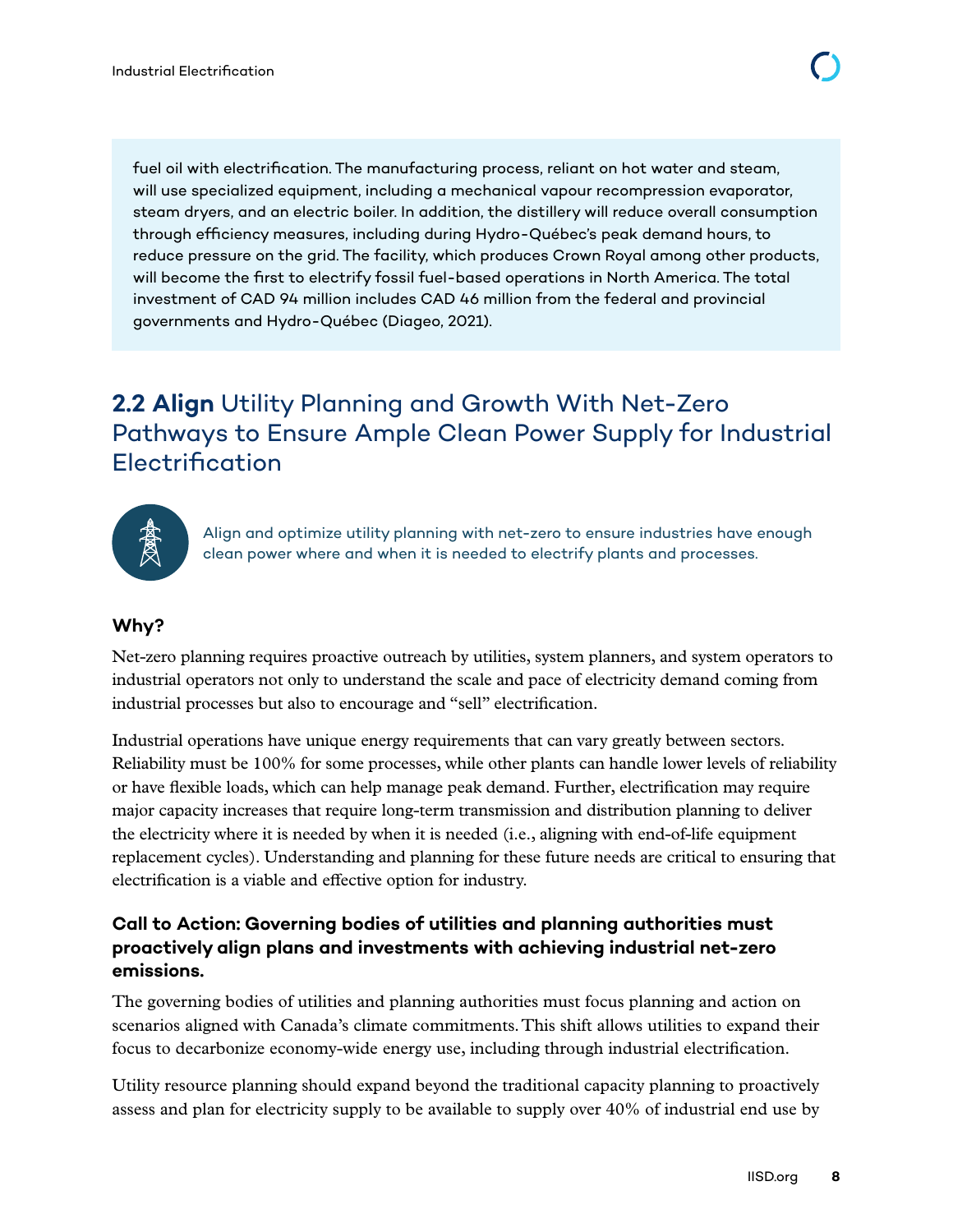fuel oil with electrification. The manufacturing process, reliant on hot water and steam, will use specialized equipment, including a mechanical vapour recompression evaporator, steam dryers, and an electric boiler. In addition, the distillery will reduce overall consumption through efficiency measures, including during Hydro-Québec's peak demand hours, to reduce pressure on the grid. The facility, which produces Crown Royal among other products, will become the first to electrify fossil fuel-based operations in North America. The total investment of CAD 94 million includes CAD 46 million from the federal and provincial governments and Hydro-Québec (Diageo, 2021).

## 2.2 **Align** Utility Planning and Growth With Net-Zero Pathways to Ensure Ample Clean Power Supply for Industrial Electrification

Align and optimize utility planning with net-zero to ensure industries have enough clean power where and when it is needed to electrify plants and processes.

### Why?

Net-zero planning requires proactive outreach by utilities, system planners, and system operators to industrial operators not only to understand the scale and pace of electricity demand coming from industrial processes but also to encourage and "sell" electrification.

Industrial operations have unique energy requirements that can vary greatly between sectors. Reliability must be 100% for some processes, while other plants can handle lower levels of reliability or have flexible loads, which can help manage peak demand. Further, electrification may require major capacity increases that require long-term transmission and distribution planning to deliver the electricity where it is needed by when it is needed (i.e., aligning with end-of-life equipment replacement cycles). Understanding and planning for these future needs are critical to ensuring that electrification is a viable and effective option for industry.

### Call to Action: Governing bodies of utilities and planning authorities must proactively align plans and investments with achieving industrial net-zero emissions.

The governing bodies of utilities and planning authorities must focus planning and action on scenarios aligned with Canada's climate commitments. This shift allows utilities to expand their focus to decarbonize economy-wide energy use, including through industrial electrification.

Utility resource planning should expand beyond the traditional capacity planning to proactively assess and plan for electricity supply to be available to supply over 40% of industrial end use by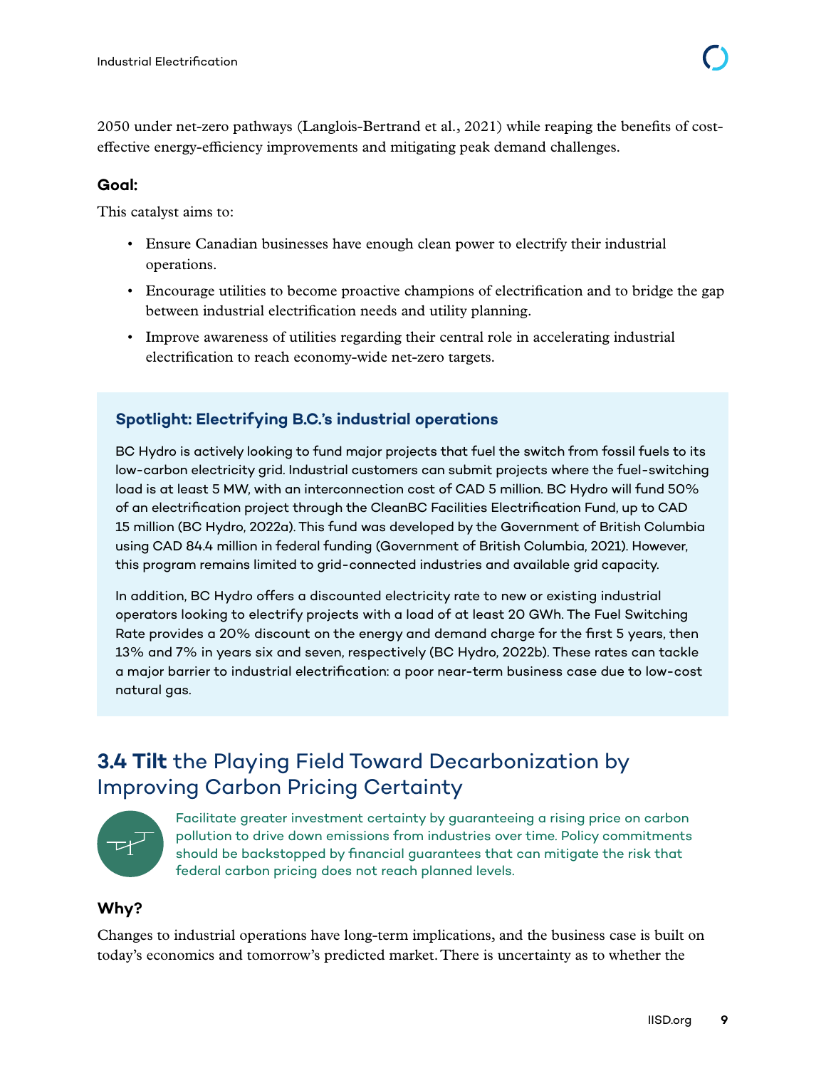2050 under net-zero pathways (Langlois-Bertrand et al., 2021) while reaping the benefits of cost-effective energy-efficiency improvements and mitigating peak demand challenges.

**Goal:**

This catalyst aims to:

- Ensure Canadian businesses have enough clean power to electrify their industrial operations.
- Encourage utilities to become proactive champions of electrification and to bridge the gap between industrial electrification needs and utility planning.
- Improve awareness of utilities regarding their central role in accelerating industrial electrification to reach economy-wide net-zero targets.

> **Spotlight: Electrifying B.C.'s industrial operations**
>
> BC Hydro is actively looking to fund major projects that fuel the switch from fossil fuels to its low-carbon electricity grid. Industrial customers can submit projects where the fuel-switching load is at least 5 MW, with an interconnection cost of CAD 5 million. BC Hydro will fund 50% of an electrification project through the CleanBC Facilities Electrification Fund, up to CAD 15 million (BC Hydro, 2022a). This fund was developed by the Government of British Columbia using CAD 84.4 million in federal funding (Government of British Columbia, 2021). However, this program remains limited to grid-connected industries and available grid capacity.
>
> In addition, BC Hydro offers a discounted electricity rate to new or existing industrial operators looking to electrify projects with a load of at least 20 GWh. The Fuel Switching Rate provides a 20% discount on the energy and demand charge for the first 5 years, then 13% and 7% in years six and seven, respectively (BC Hydro, 2022b). These rates can tackle a major barrier to industrial electrification: a poor near-term business case due to low-cost natural gas.

## 3.4 Tilt the Playing Field Toward Decarbonization by Improving Carbon Pricing Certainty

Facilitate greater investment certainty by guaranteeing a rising price on carbon pollution to drive down emissions from industries over time. Policy commitments should be backstopped by financial guarantees that can mitigate the risk that federal carbon pricing does not reach planned levels.

**Why?**

Changes to industrial operations have long-term implications, and the business case is built on today's economics and tomorrow's predicted market. There is uncertainty as to whether the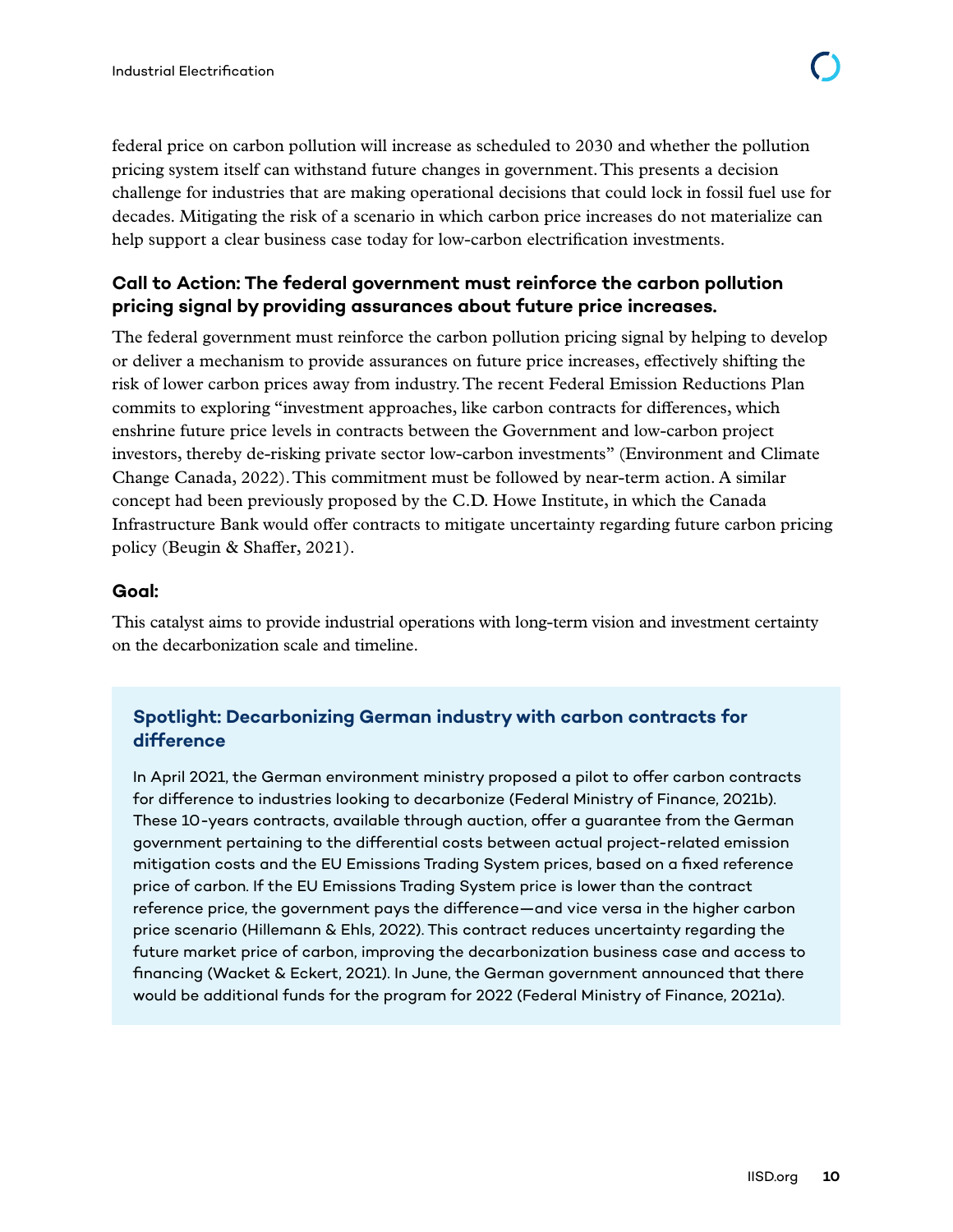federal price on carbon pollution will increase as scheduled to 2030 and whether the pollution pricing system itself can withstand future changes in government. This presents a decision challenge for industries that are making operational decisions that could lock in fossil fuel use for decades. Mitigating the risk of a scenario in which carbon price increases do not materialize can help support a clear business case today for low-carbon electrification investments.

### Call to Action: The federal government must reinforce the carbon pollution pricing signal by providing assurances about future price increases.

The federal government must reinforce the carbon pollution pricing signal by helping to develop or deliver a mechanism to provide assurances on future price increases, effectively shifting the risk of lower carbon prices away from industry. The recent Federal Emission Reductions Plan commits to exploring "investment approaches, like carbon contracts for differences, which enshrine future price levels in contracts between the Government and low-carbon project investors, thereby de-risking private sector low-carbon investments" (Environment and Climate Change Canada, 2022). This commitment must be followed by near-term action. A similar concept had been previously proposed by the C.D. Howe Institute, in which the Canada Infrastructure Bank would offer contracts to mitigate uncertainty regarding future carbon pricing policy (Beugin & Shaffer, 2021).

### Goal:

This catalyst aims to provide industrial operations with long-term vision and investment certainty on the decarbonization scale and timeline.

### Spotlight: Decarbonizing German industry with carbon contracts for difference

In April 2021, the German environment ministry proposed a pilot to offer carbon contracts for difference to industries looking to decarbonize (Federal Ministry of Finance, 2021b). These 10-years contracts, available through auction, offer a guarantee from the German government pertaining to the differential costs between actual project-related emission mitigation costs and the EU Emissions Trading System prices, based on a fixed reference price of carbon. If the EU Emissions Trading System price is lower than the contract reference price, the government pays the difference—and vice versa in the higher carbon price scenario (Hillemann & Ehls, 2022). This contract reduces uncertainty regarding the future market price of carbon, improving the decarbonization business case and access to financing (Wacket & Eckert, 2021). In June, the German government announced that there would be additional funds for the program for 2022 (Federal Ministry of Finance, 2021a).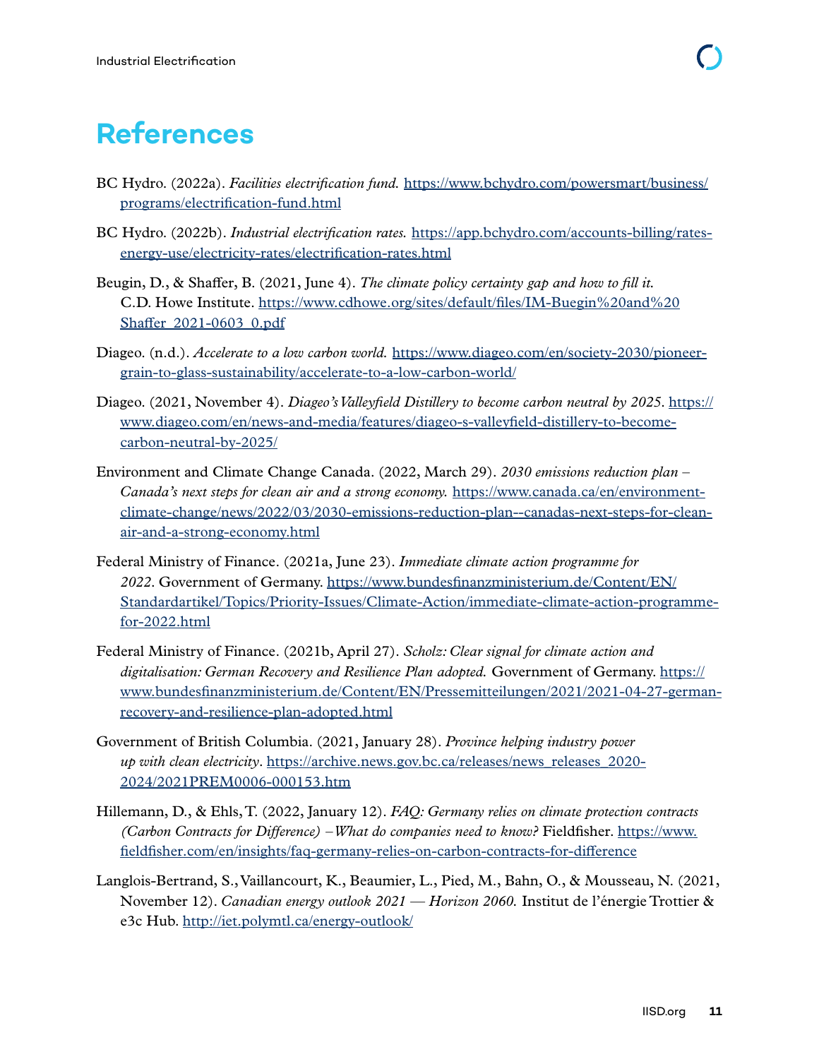# References

BC Hydro. (2022a). *Facilities electrification fund.* https://www.bchydro.com/powersmart/business/programs/electrification-fund.html

BC Hydro. (2022b). *Industrial electrification rates.* https://app.bchydro.com/accounts-billing/rates-energy-use/electricity-rates/electrification-rates.html

Beugin, D., & Shaffer, B. (2021, June 4). *The climate policy certainty gap and how to fill it.* C.D. Howe Institute. https://www.cdhowe.org/sites/default/files/IM-Buegin%20and%20Shaffer_2021-0603_0.pdf

Diageo. (n.d.). *Accelerate to a low carbon world.* https://www.diageo.com/en/society-2030/pioneer-grain-to-glass-sustainability/accelerate-to-a-low-carbon-world/

Diageo. (2021, November 4). *Diageo's Valleyfield Distillery to become carbon neutral by 2025.* https://www.diageo.com/en/news-and-media/features/diageo-s-valleyfield-distillery-to-become-carbon-neutral-by-2025/

Environment and Climate Change Canada. (2022, March 29). *2030 emissions reduction plan – Canada's next steps for clean air and a strong economy.* https://www.canada.ca/en/environment-climate-change/news/2022/03/2030-emissions-reduction-plan--canadas-next-steps-for-clean-air-and-a-strong-economy.html

Federal Ministry of Finance. (2021a, June 23). *Immediate climate action programme for 2022.* Government of Germany. https://www.bundesfinanzministerium.de/Content/EN/Standardartikel/Topics/Priority-Issues/Climate-Action/immediate-climate-action-programme-for-2022.html

Federal Ministry of Finance. (2021b, April 27). *Scholz: Clear signal for climate action and digitalisation: German Recovery and Resilience Plan adopted.* Government of Germany. https://www.bundesfinanzministerium.de/Content/EN/Pressemitteilungen/2021/2021-04-27-german-recovery-and-resilience-plan-adopted.html

Government of British Columbia. (2021, January 28). *Province helping industry power up with clean electricity.* https://archive.news.gov.bc.ca/releases/news_releases_2020-2024/2021PREM0006-000153.htm

Hillemann, D., & Ehls, T. (2022, January 12). *FAQ: Germany relies on climate protection contracts (Carbon Contracts for Difference) – What do companies need to know?* Fieldfisher. https://www.fieldfisher.com/en/insights/faq-germany-relies-on-carbon-contracts-for-difference

Langlois-Bertrand, S., Vaillancourt, K., Beaumier, L., Pied, M., Bahn, O., & Mousseau, N. (2021, November 12). *Canadian energy outlook 2021 — Horizon 2060.* Institut de l'énergie Trottier & e3c Hub. http://iet.polymtl.ca/energy-outlook/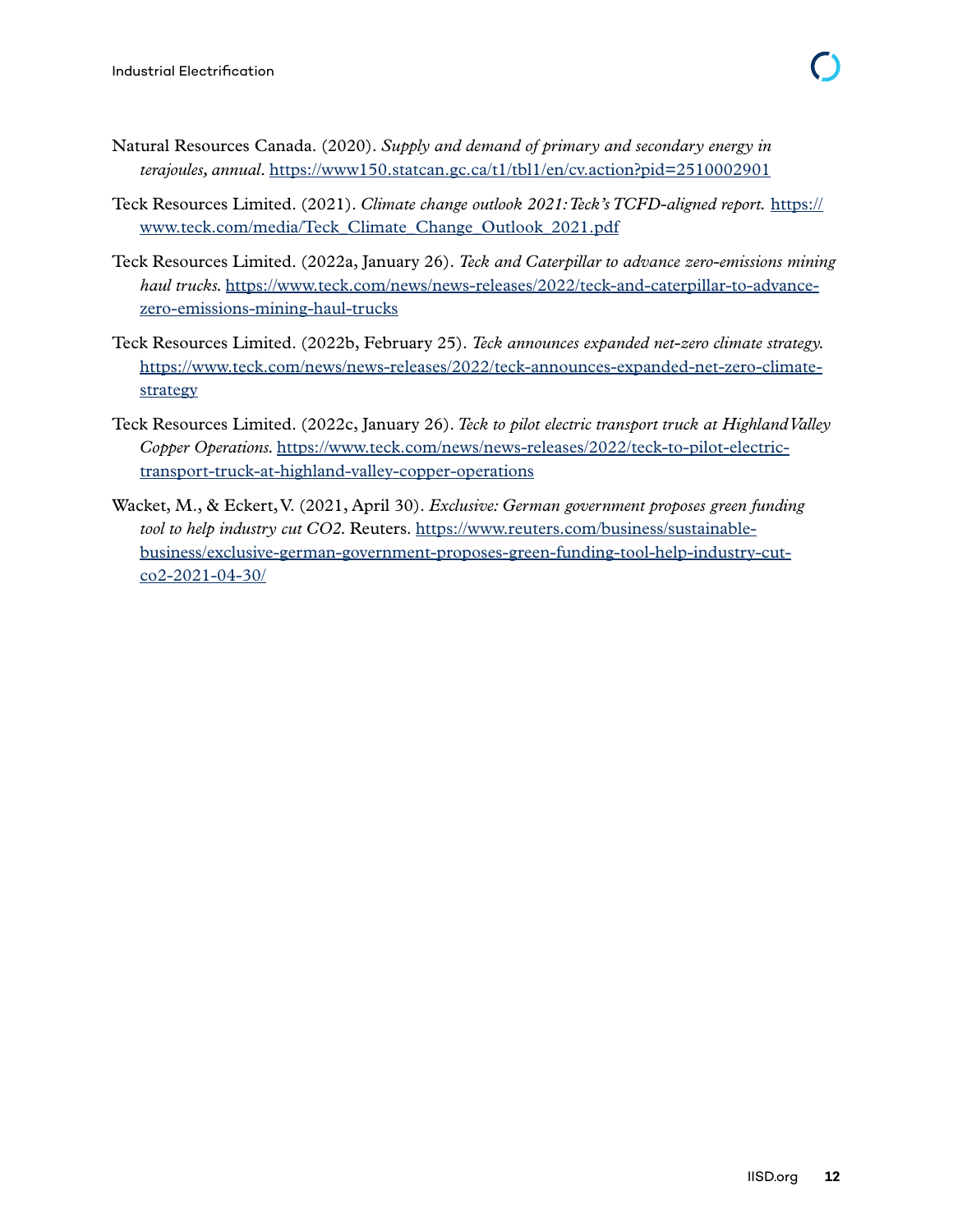Natural Resources Canada. (2020). *Supply and demand of primary and secondary energy in terajoules, annual*. https://www150.statcan.gc.ca/t1/tbl1/en/cv.action?pid=2510002901

Teck Resources Limited. (2021). *Climate change outlook 2021: Teck's TCFD-aligned report.* https://www.teck.com/media/Teck_Climate_Change_Outlook_2021.pdf

Teck Resources Limited. (2022a, January 26). *Teck and Caterpillar to advance zero-emissions mining haul trucks.* https://www.teck.com/news/news-releases/2022/teck-and-caterpillar-to-advance-zero-emissions-mining-haul-trucks

Teck Resources Limited. (2022b, February 25). *Teck announces expanded net-zero climate strategy.* https://www.teck.com/news/news-releases/2022/teck-announces-expanded-net-zero-climate-strategy

Teck Resources Limited. (2022c, January 26). *Teck to pilot electric transport truck at Highland Valley Copper Operations.* https://www.teck.com/news/news-releases/2022/teck-to-pilot-electric-transport-truck-at-highland-valley-copper-operations

Wacket, M., & Eckert, V. (2021, April 30). *Exclusive: German government proposes green funding tool to help industry cut CO2.* Reuters. https://www.reuters.com/business/sustainable-business/exclusive-german-government-proposes-green-funding-tool-help-industry-cut-co2-2021-04-30/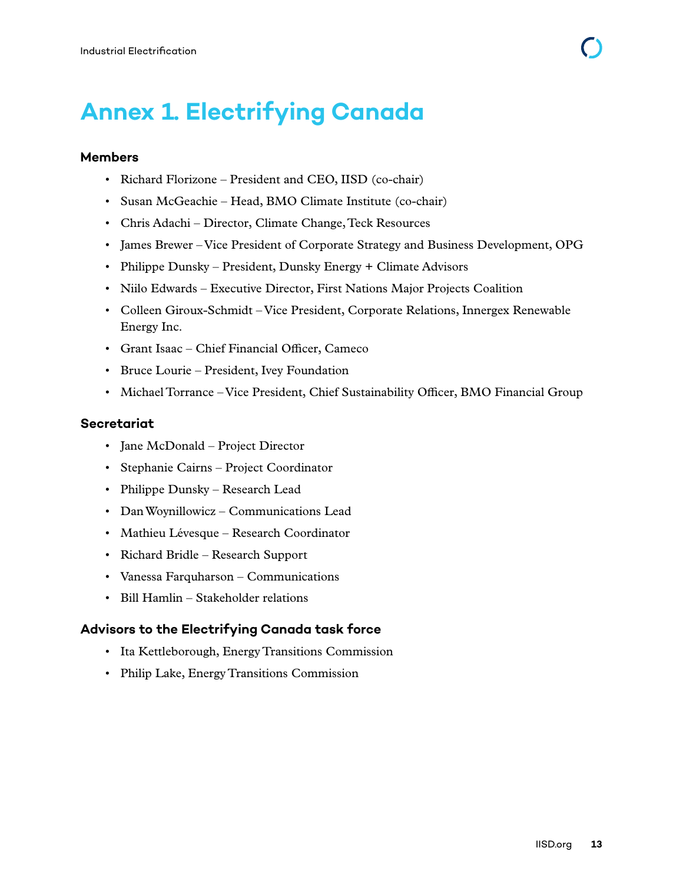# Annex 1. Electrifying Canada

### Members

- Richard Florizone – President and CEO, IISD (co-chair)
- Susan McGeachie – Head, BMO Climate Institute (co-chair)
- Chris Adachi – Director, Climate Change, Teck Resources
- James Brewer – Vice President of Corporate Strategy and Business Development, OPG
- Philippe Dunsky – President, Dunsky Energy + Climate Advisors
- Niilo Edwards – Executive Director, First Nations Major Projects Coalition
- Colleen Giroux-Schmidt – Vice President, Corporate Relations, Innergex Renewable Energy Inc.
- Grant Isaac – Chief Financial Officer, Cameco
- Bruce Lourie – President, Ivey Foundation
- Michael Torrance – Vice President, Chief Sustainability Officer, BMO Financial Group

### Secretariat

- Jane McDonald – Project Director
- Stephanie Cairns – Project Coordinator
- Philippe Dunsky – Research Lead
- Dan Woynillowicz – Communications Lead
- Mathieu Lévesque – Research Coordinator
- Richard Bridle – Research Support
- Vanessa Farquharson – Communications
- Bill Hamlin – Stakeholder relations

### Advisors to the Electrifying Canada task force

- Ita Kettleborough, Energy Transitions Commission
- Philip Lake, Energy Transitions Commission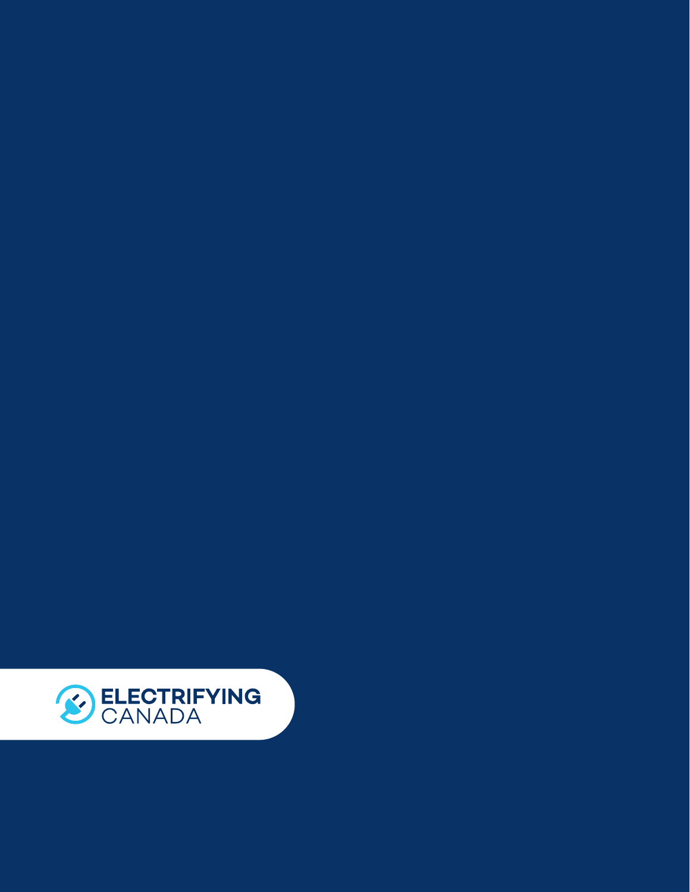ELECTRIFYING CANADA